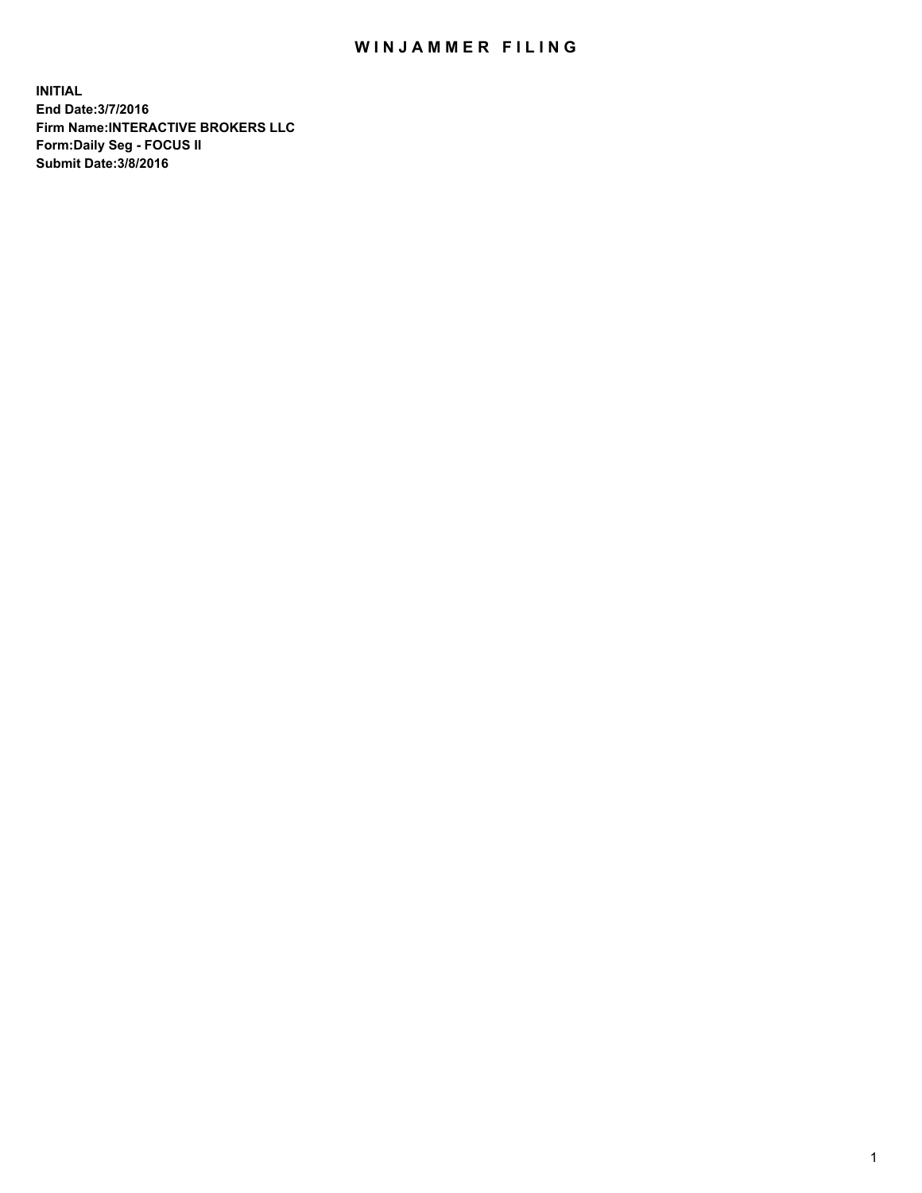# WINJAMMER FILING

**INITIAL**
**End Date:3/7/2016**
**Firm Name:INTERACTIVE BROKERS LLC**
**Form:Daily Seg - FOCUS II**
**Submit Date:3/8/2016**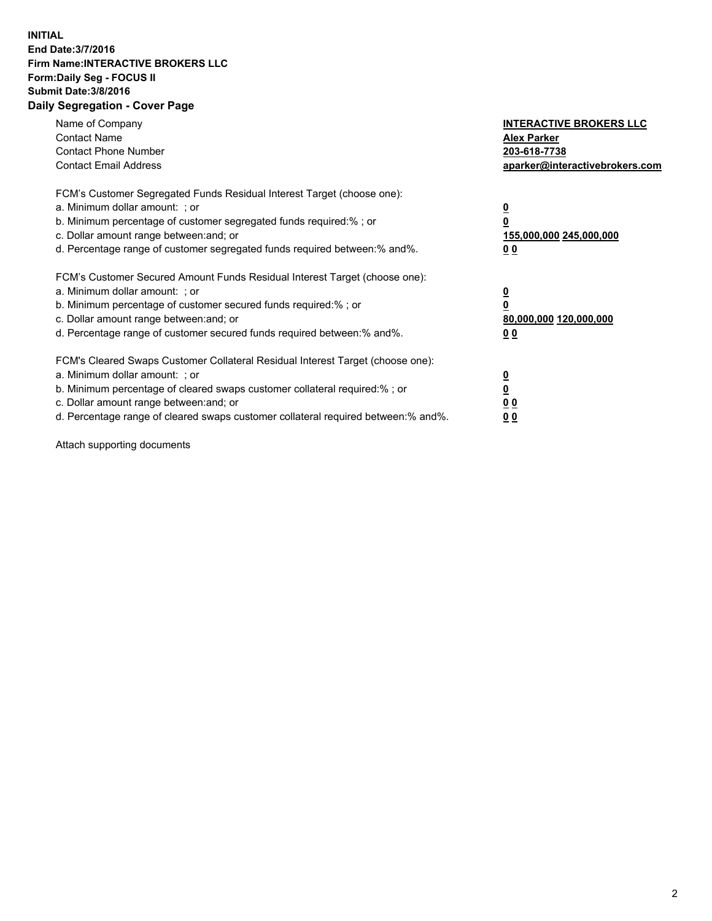**INITIAL**
**End Date:3/7/2016**
**Firm Name:INTERACTIVE BROKERS LLC**
**Form:Daily Seg - FOCUS II**
**Submit Date:3/8/2016**
**Daily Segregation - Cover Page**

| | |
|---|---|
| Name of Company | **INTERACTIVE BROKERS LLC** |
| Contact Name | **Alex Parker** |
| Contact Phone Number | **203-618-7738** |
| Contact Email Address | **aparker@interactivebrokers.com** |

| | |
|---|---|
| FCM's Customer Segregated Funds Residual Interest Target (choose one): | |
| a. Minimum dollar amount: ; or | **0** |
| b. Minimum percentage of customer segregated funds required:% ; or | **0** |
| c. Dollar amount range between:and; or | **155,000,000** **245,000,000** |
| d. Percentage range of customer segregated funds required between:% and%. | **0** **0** |
| FCM's Customer Secured Amount Funds Residual Interest Target (choose one): | |
| a. Minimum dollar amount: ; or | **0** |
| b. Minimum percentage of customer secured funds required:% ; or | **0** |
| c. Dollar amount range between:and; or | **80,000,000** **120,000,000** |
| d. Percentage range of customer secured funds required between:% and%. | **0** **0** |
| FCM's Cleared Swaps Customer Collateral Residual Interest Target (choose one): | |
| a. Minimum dollar amount: ; or | **0** |
| b. Minimum percentage of cleared swaps customer collateral required:% ; or | **0** |
| c. Dollar amount range between:and; or | **0** **0** |
| d. Percentage range of cleared swaps customer collateral required between:% and%. | **0** **0** |

Attach supporting documents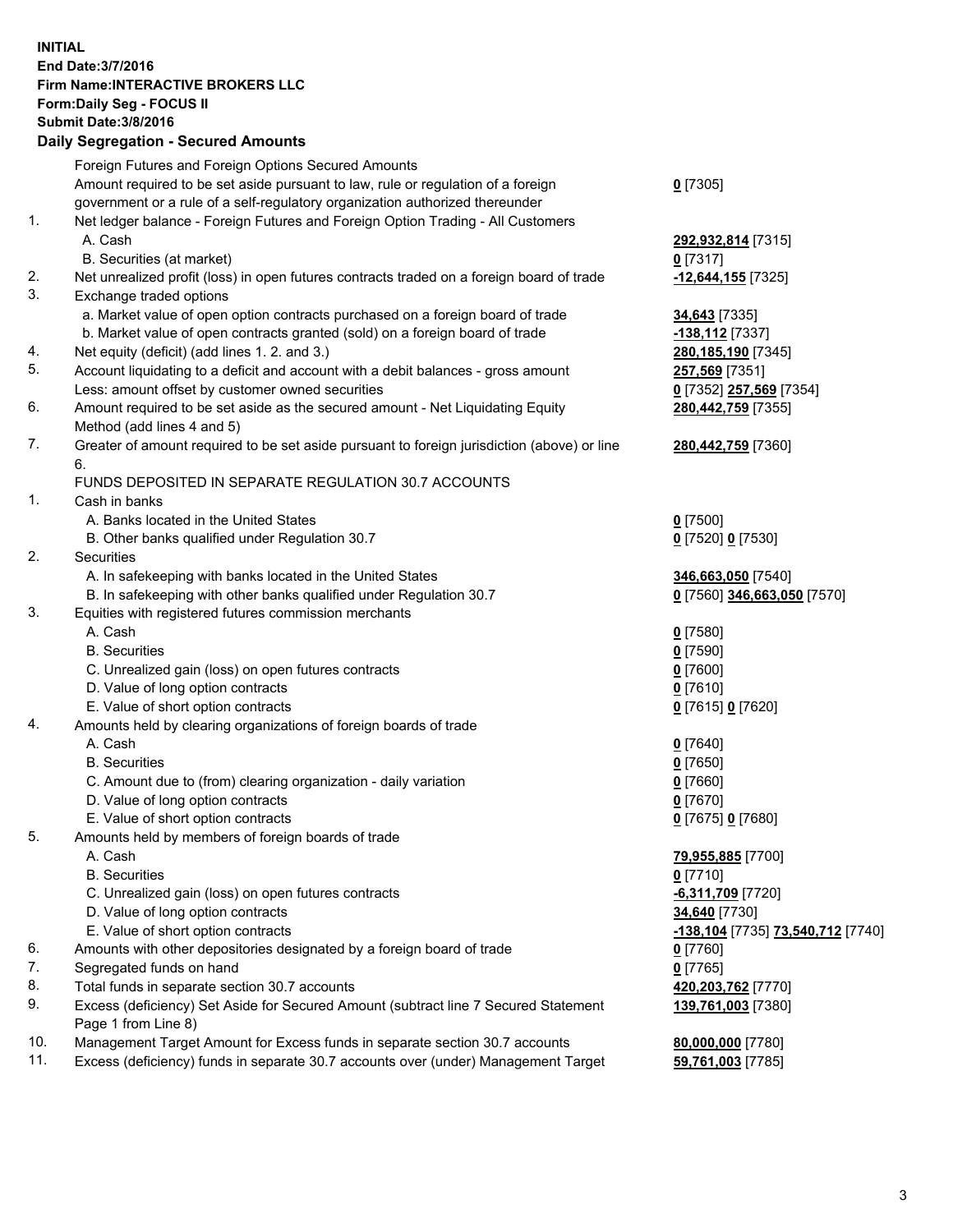**INITIAL**
**End Date:3/7/2016**
**Firm Name:INTERACTIVE BROKERS LLC**
**Form:Daily Seg - FOCUS II**
**Submit Date:3/8/2016**

## Daily Segregation - Secured Amounts

| | | |
|---|---|---|
| | Foreign Futures and Foreign Options Secured Amounts | |
| | Amount required to be set aside pursuant to law, rule or regulation of a foreign government or a rule of a self-regulatory organization authorized thereunder | **0** [7305] |
| 1. | Net ledger balance - Foreign Futures and Foreign Option Trading - All Customers | |
| | A. Cash | **292,932,814** [7315] |
| | B. Securities (at market) | **0** [7317] |
| 2. | Net unrealized profit (loss) in open futures contracts traded on a foreign board of trade | **-12,644,155** [7325] |
| 3. | Exchange traded options | |
| | a. Market value of open option contracts purchased on a foreign board of trade | **34,643** [7335] |
| | b. Market value of open contracts granted (sold) on a foreign board of trade | **-138,112** [7337] |
| 4. | Net equity (deficit) (add lines 1. 2. and 3.) | **280,185,190** [7345] |
| 5. | Account liquidating to a deficit and account with a debit balances - gross amount | **257,569** [7351] |
| | Less: amount offset by customer owned securities | **0** [7352] **257,569** [7354] |
| 6. | Amount required to be set aside as the secured amount - Net Liquidating Equity Method (add lines 4 and 5) | **280,442,759** [7355] |
| 7. | Greater of amount required to be set aside pursuant to foreign jurisdiction (above) or line 6. | **280,442,759** [7360] |
| | FUNDS DEPOSITED IN SEPARATE REGULATION 30.7 ACCOUNTS | |
| 1. | Cash in banks | |
| | A. Banks located in the United States | **0** [7500] |
| | B. Other banks qualified under Regulation 30.7 | **0** [7520] **0** [7530] |
| 2. | Securities | |
| | A. In safekeeping with banks located in the United States | **346,663,050** [7540] |
| | B. In safekeeping with other banks qualified under Regulation 30.7 | **0** [7560] **346,663,050** [7570] |
| 3. | Equities with registered futures commission merchants | |
| | A. Cash | **0** [7580] |
| | B. Securities | **0** [7590] |
| | C. Unrealized gain (loss) on open futures contracts | **0** [7600] |
| | D. Value of long option contracts | **0** [7610] |
| | E. Value of short option contracts | **0** [7615] **0** [7620] |
| 4. | Amounts held by clearing organizations of foreign boards of trade | |
| | A. Cash | **0** [7640] |
| | B. Securities | **0** [7650] |
| | C. Amount due to (from) clearing organization - daily variation | **0** [7660] |
| | D. Value of long option contracts | **0** [7670] |
| | E. Value of short option contracts | **0** [7675] **0** [7680] |
| 5. | Amounts held by members of foreign boards of trade | |
| | A. Cash | **79,955,885** [7700] |
| | B. Securities | **0** [7710] |
| | C. Unrealized gain (loss) on open futures contracts | **-6,311,709** [7720] |
| | D. Value of long option contracts | **34,640** [7730] |
| | E. Value of short option contracts | **-138,104** [7735] **73,540,712** [7740] |
| 6. | Amounts with other depositories designated by a foreign board of trade | **0** [7760] |
| 7. | Segregated funds on hand | **0** [7765] |
| 8. | Total funds in separate section 30.7 accounts | **420,203,762** [7770] |
| 9. | Excess (deficiency) Set Aside for Secured Amount (subtract line 7 Secured Statement Page 1 from Line 8) | **139,761,003** [7380] |
| 10. | Management Target Amount for Excess funds in separate section 30.7 accounts | **80,000,000** [7780] |
| 11. | Excess (deficiency) funds in separate 30.7 accounts over (under) Management Target | **59,761,003** [7785] |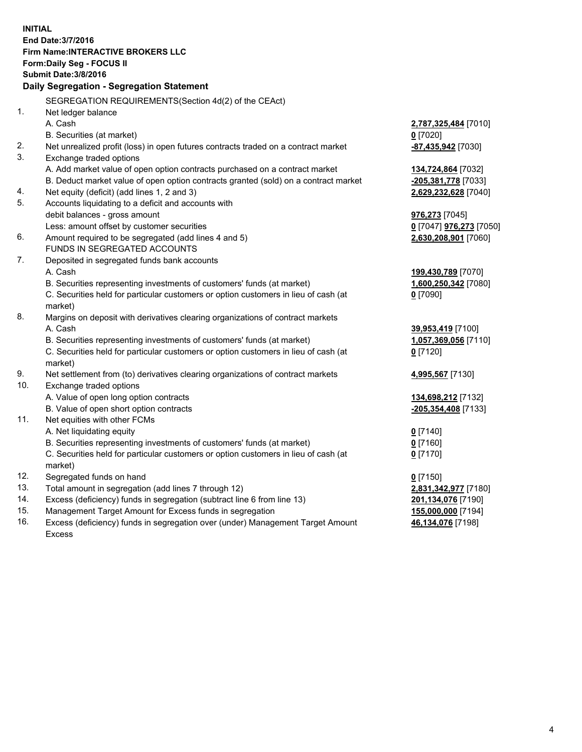**INITIAL**
**End Date:3/7/2016**
**Firm Name:INTERACTIVE BROKERS LLC**
**Form:Daily Seg - FOCUS II**
**Submit Date:3/8/2016**
**Daily Segregation - Segregation Statement**

| | | |
|---|---|---|
| | SEGREGATION REQUIREMENTS(Section 4d(2) of the CEAct) | |
| 1. | Net ledger balance | |
| | A. Cash | **2,787,325,484** [7010] |
| | B. Securities (at market) | **0** [7020] |
| 2. | Net unrealized profit (loss) in open futures contracts traded on a contract market | **-87,435,942** [7030] |
| 3. | Exchange traded options | |
| | A. Add market value of open option contracts purchased on a contract market | **134,724,864** [7032] |
| | B. Deduct market value of open option contracts granted (sold) on a contract market | **-205,381,778** [7033] |
| 4. | Net equity (deficit) (add lines 1, 2 and 3) | **2,629,232,628** [7040] |
| 5. | Accounts liquidating to a deficit and accounts with debit balances - gross amount | **976,273** [7045] |
| | Less: amount offset by customer securities | **0** [7047] **976,273** [7050] |
| 6. | Amount required to be segregated (add lines 4 and 5) | **2,630,208,901** [7060] |
| | FUNDS IN SEGREGATED ACCOUNTS | |
| 7. | Deposited in segregated funds bank accounts | |
| | A. Cash | **199,430,789** [7070] |
| | B. Securities representing investments of customers' funds (at market) | **1,600,250,342** [7080] |
| | C. Securities held for particular customers or option customers in lieu of cash (at market) | **0** [7090] |
| 8. | Margins on deposit with derivatives clearing organizations of contract markets | |
| | A. Cash | **39,953,419** [7100] |
| | B. Securities representing investments of customers' funds (at market) | **1,057,369,056** [7110] |
| | C. Securities held for particular customers or option customers in lieu of cash (at market) | **0** [7120] |
| 9. | Net settlement from (to) derivatives clearing organizations of contract markets | **4,995,567** [7130] |
| 10. | Exchange traded options | |
| | A. Value of open long option contracts | **134,698,212** [7132] |
| | B. Value of open short option contracts | **-205,354,408** [7133] |
| 11. | Net equities with other FCMs | |
| | A. Net liquidating equity | **0** [7140] |
| | B. Securities representing investments of customers' funds (at market) | **0** [7160] |
| | C. Securities held for particular customers or option customers in lieu of cash (at market) | **0** [7170] |
| 12. | Segregated funds on hand | **0** [7150] |
| 13. | Total amount in segregation (add lines 7 through 12) | **2,831,342,977** [7180] |
| 14. | Excess (deficiency) funds in segregation (subtract line 6 from line 13) | **201,134,076** [7190] |
| 15. | Management Target Amount for Excess funds in segregation | **155,000,000** [7194] |
| 16. | Excess (deficiency) funds in segregation over (under) Management Target Amount Excess | **46,134,076** [7198] |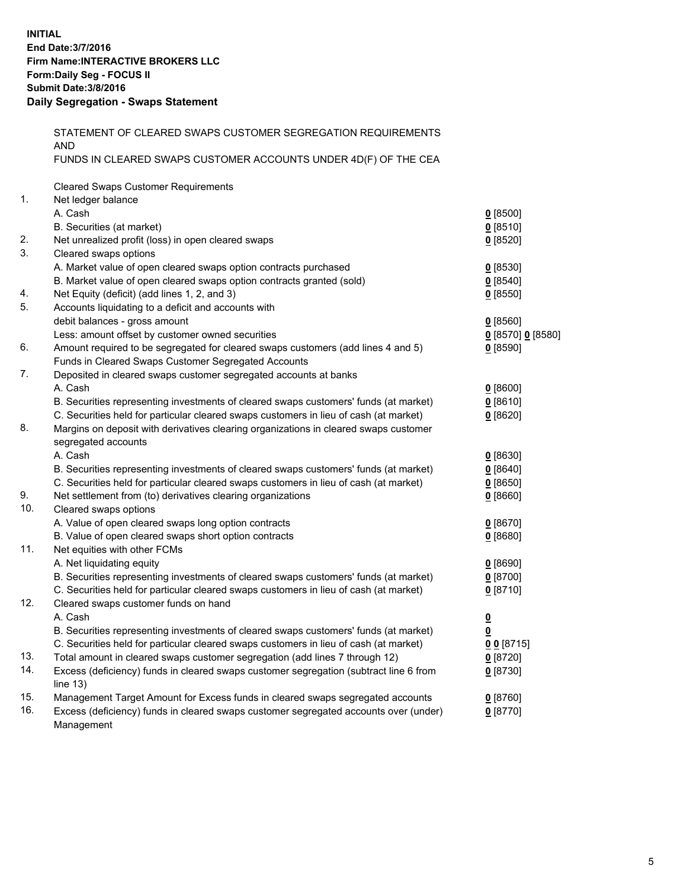**INITIAL**
**End Date:3/7/2016**
**Firm Name:INTERACTIVE BROKERS LLC**
**Form:Daily Seg - FOCUS II**
**Submit Date:3/8/2016**
**Daily Segregation - Swaps Statement**

STATEMENT OF CLEARED SWAPS CUSTOMER SEGREGATION REQUIREMENTS AND FUNDS IN CLEARED SWAPS CUSTOMER ACCOUNTS UNDER 4D(F) OF THE CEA

| | | |
|---|---|---|
| | Cleared Swaps Customer Requirements | |
| 1. | Net ledger balance | |
| | A. Cash | 0 [8500] |
| | B. Securities (at market) | 0 [8510] |
| 2. | Net unrealized profit (loss) in open cleared swaps | 0 [8520] |
| 3. | Cleared swaps options | |
| | A. Market value of open cleared swaps option contracts purchased | 0 [8530] |
| | B. Market value of open cleared swaps option contracts granted (sold) | 0 [8540] |
| 4. | Net Equity (deficit) (add lines 1, 2, and 3) | 0 [8550] |
| 5. | Accounts liquidating to a deficit and accounts with | |
| | debit balances - gross amount | 0 [8560] |
| | Less: amount offset by customer owned securities | 0 [8570] 0 [8580] |
| 6. | Amount required to be segregated for cleared swaps customers (add lines 4 and 5) | 0 [8590] |
| | Funds in Cleared Swaps Customer Segregated Accounts | |
| 7. | Deposited in cleared swaps customer segregated accounts at banks | |
| | A. Cash | 0 [8600] |
| | B. Securities representing investments of cleared swaps customers' funds (at market) | 0 [8610] |
| | C. Securities held for particular cleared swaps customers in lieu of cash (at market) | 0 [8620] |
| 8. | Margins on deposit with derivatives clearing organizations in cleared swaps customer segregated accounts | |
| | A. Cash | 0 [8630] |
| | B. Securities representing investments of cleared swaps customers' funds (at market) | 0 [8640] |
| | C. Securities held for particular cleared swaps customers in lieu of cash (at market) | 0 [8650] |
| 9. | Net settlement from (to) derivatives clearing organizations | 0 [8660] |
| 10. | Cleared swaps options | |
| | A. Value of open cleared swaps long option contracts | 0 [8670] |
| | B. Value of open cleared swaps short option contracts | 0 [8680] |
| 11. | Net equities with other FCMs | |
| | A. Net liquidating equity | 0 [8690] |
| | B. Securities representing investments of cleared swaps customers' funds (at market) | 0 [8700] |
| | C. Securities held for particular cleared swaps customers in lieu of cash (at market) | 0 [8710] |
| 12. | Cleared swaps customer funds on hand | |
| | A. Cash | 0 |
| | B. Securities representing investments of cleared swaps customers' funds (at market) | 0 |
| | C. Securities held for particular cleared swaps customers in lieu of cash (at market) | 0 0 [8715] |
| 13. | Total amount in cleared swaps customer segregation (add lines 7 through 12) | 0 [8720] |
| 14. | Excess (deficiency) funds in cleared swaps customer segregation (subtract line 6 from line 13) | 0 [8730] |
| 15. | Management Target Amount for Excess funds in cleared swaps segregated accounts | 0 [8760] |
| 16. | Excess (deficiency) funds in cleared swaps customer segregated accounts over (under) Management | 0 [8770] |